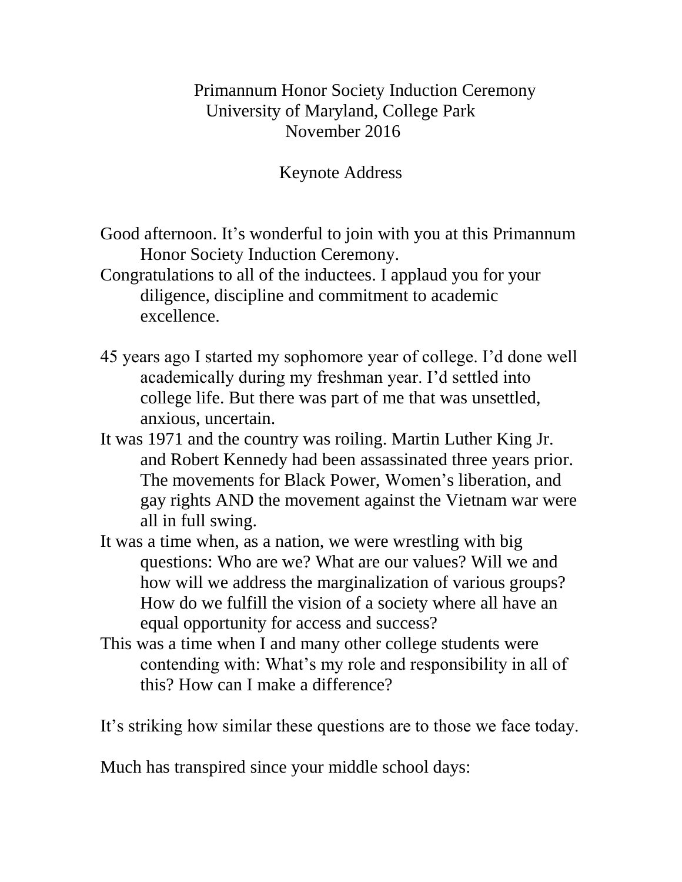Primannum Honor Society Induction Ceremony
University of Maryland, College Park
November 2016

Keynote Address

Good afternoon. It's wonderful to join with you at this Primannum Honor Society Induction Ceremony.

Congratulations to all of the inductees. I applaud you for your diligence, discipline and commitment to academic excellence.

45 years ago I started my sophomore year of college. I'd done well academically during my freshman year. I'd settled into college life. But there was part of me that was unsettled, anxious, uncertain.

It was 1971 and the country was roiling. Martin Luther King Jr. and Robert Kennedy had been assassinated three years prior. The movements for Black Power, Women's liberation, and gay rights AND the movement against the Vietnam war were all in full swing.

It was a time when, as a nation, we were wrestling with big questions: Who are we? What are our values? Will we and how will we address the marginalization of various groups? How do we fulfill the vision of a society where all have an equal opportunity for access and success?

This was a time when I and many other college students were contending with: What's my role and responsibility in all of this? How can I make a difference?

It's striking how similar these questions are to those we face today.

Much has transpired since your middle school days: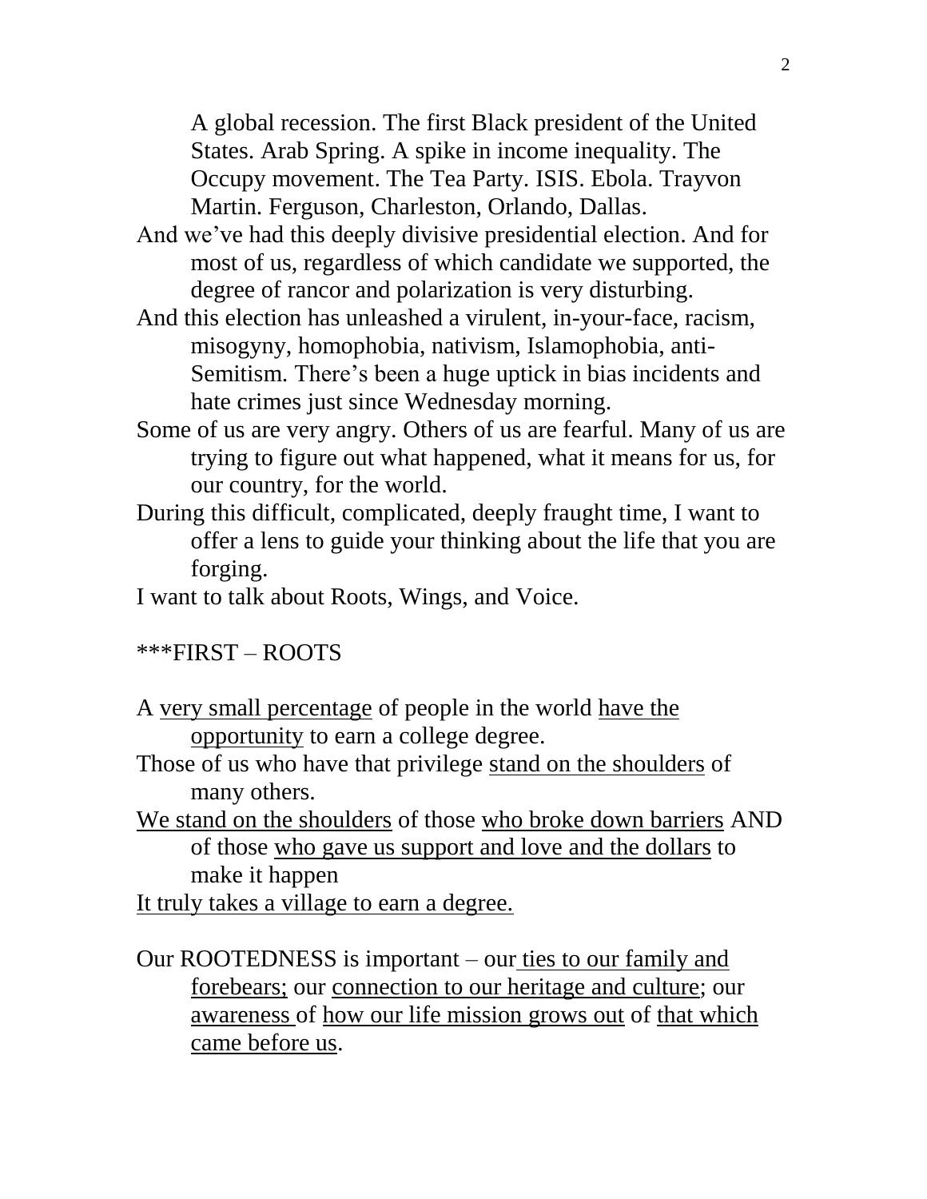A global recession. The first Black president of the United States. Arab Spring. A spike in income inequality. The Occupy movement. The Tea Party. ISIS. Ebola. Trayvon Martin. Ferguson, Charleston, Orlando, Dallas.

And we've had this deeply divisive presidential election. And for most of us, regardless of which candidate we supported, the degree of rancor and polarization is very disturbing.

And this election has unleashed a virulent, in-your-face, racism, misogyny, homophobia, nativism, Islamophobia, anti-Semitism. There's been a huge uptick in bias incidents and hate crimes just since Wednesday morning.

Some of us are very angry. Others of us are fearful. Many of us are trying to figure out what happened, what it means for us, for our country, for the world.

During this difficult, complicated, deeply fraught time, I want to offer a lens to guide your thinking about the life that you are forging.

I want to talk about Roots, Wings, and Voice.

***FIRST – ROOTS

A <u>very small percentage</u> of people in the world <u>have the opportunity</u> to earn a college degree.

Those of us who have that privilege <u>stand on the shoulders</u> of many others.

<u>We stand on the shoulders</u> of those <u>who broke down barriers</u> AND of those <u>who gave us support and love and the dollars</u> to make it happen

<u>It truly takes a village to earn a degree.</u>

Our ROOTEDNESS is important – our <u>ties to our family and forebears;</u> our <u>connection to our heritage and culture</u>; our <u>awareness</u> of <u>how our life mission grows out</u> of <u>that which came before us</u>.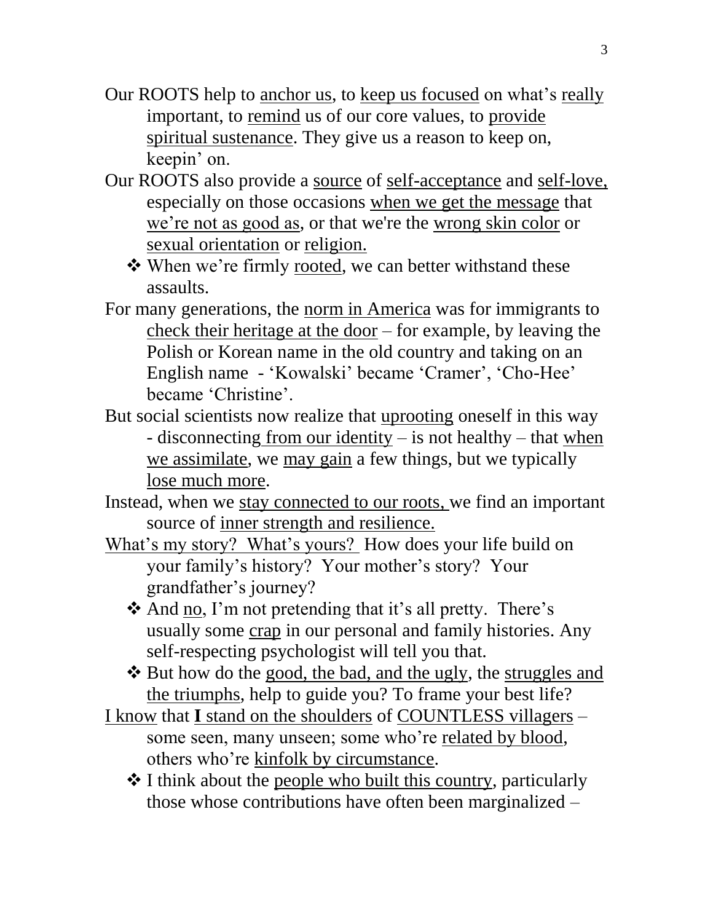Our ROOTS help to <u>anchor us</u>, to <u>keep us focused</u> on what's <u>really</u> important, to <u>remind</u> us of our core values, to <u>provide spiritual sustenance</u>. They give us a reason to keep on, keepin' on.

Our ROOTS also provide a <u>source</u> of <u>self-acceptance</u> and <u>self-love,</u> especially on those occasions <u>when we get the message</u> that <u>we're not as good as</u>, or that we're the <u>wrong skin color</u> or <u>sexual orientation</u> or <u>religion.</u>

- ❖ When we're firmly <u>rooted</u>, we can better withstand these assaults.

For many generations, the <u>norm in America</u> was for immigrants to <u>check their heritage at the door</u> – for example, by leaving the Polish or Korean name in the old country and taking on an English name - 'Kowalski' became 'Cramer', 'Cho-Hee' became 'Christine'.

But social scientists now realize that <u>uprooting</u> oneself in this way - disconnecting <u>from our identity</u> – is not healthy – that <u>when we assimilate</u>, we <u>may gain</u> a few things, but we typically <u>lose much more</u>.

Instead, when we <u>stay connected to our roots,</u> we find an important source of <u>inner strength and resilience.</u>

<u>What's my story? What's yours?</u> How does your life build on your family's history? Your mother's story? Your grandfather's journey?

- ❖ And <u>no</u>, I'm not pretending that it's all pretty. There's usually some <u>crap</u> in our personal and family histories. Any self-respecting psychologist will tell you that.
- ❖ But how do the <u>good, the bad, and the ugly</u>, the <u>struggles and the triumphs</u>, help to guide you? To frame your best life?

<u>I know</u> that **I** <u>stand on the shoulders</u> of <u>COUNTLESS villagers</u> – some seen, many unseen; some who're <u>related by blood</u>, others who're <u>kinfolk by circumstance</u>.

- ❖ I think about the <u>people who built this country</u>, particularly those whose contributions have often been marginalized –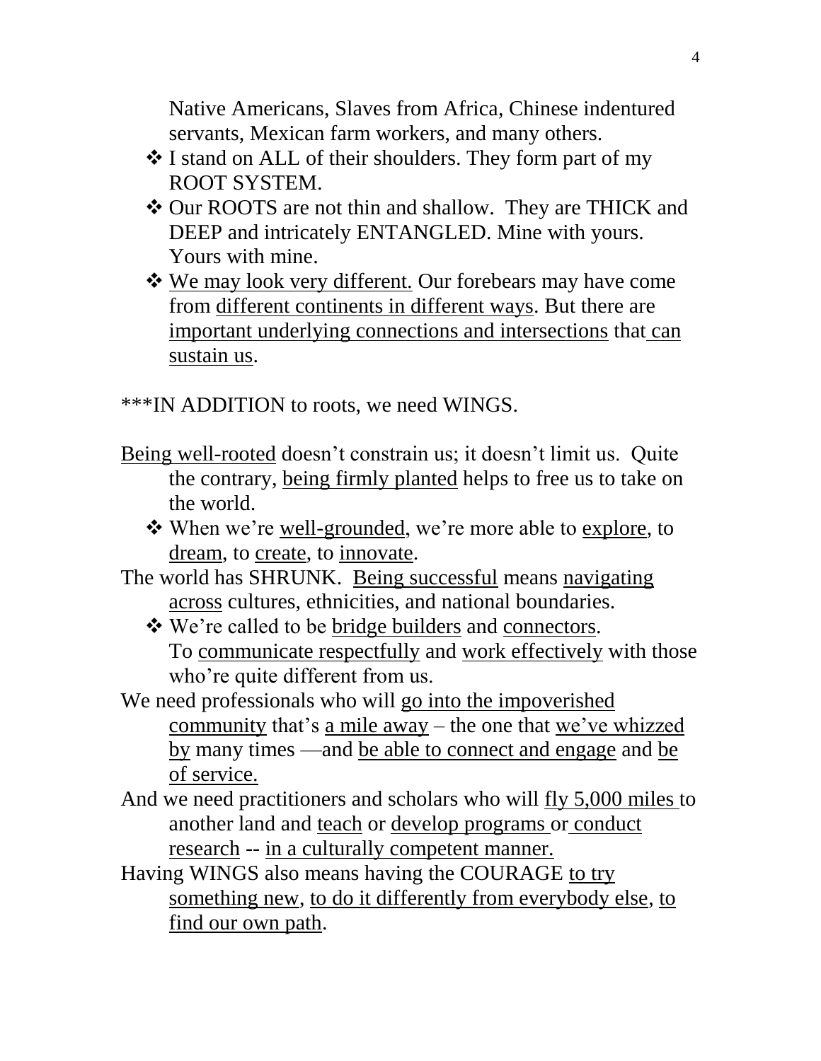Native Americans, Slaves from Africa, Chinese indentured servants, Mexican farm workers, and many others.

- ❖ I stand on ALL of their shoulders. They form part of my ROOT SYSTEM.
- ❖ Our ROOTS are not thin and shallow. They are THICK and DEEP and intricately ENTANGLED. Mine with yours. Yours with mine.
- ❖ <u>We may look very different.</u> Our forebears may have come from <u>different continents in different ways</u>. But there are <u>important underlying connections and intersections</u> that <u>can sustain us</u>.

***IN ADDITION to roots, we need WINGS.

<u>Being well-rooted</u> doesn't constrain us; it doesn't limit us. Quite the contrary, <u>being firmly planted</u> helps to free us to take on the world.

- ❖ When we're <u>well-grounded</u>, we're more able to <u>explore</u>, to <u>dream</u>, to <u>create</u>, to <u>innovate</u>.

The world has SHRUNK. <u>Being successful</u> means <u>navigating across</u> cultures, ethnicities, and national boundaries.

- ❖ We're called to be <u>bridge builders</u> and <u>connectors</u>. To <u>communicate respectfully</u> and <u>work effectively</u> with those who're quite different from us.

We need professionals who will <u>go into the impoverished community</u> that's <u>a mile away</u> – the one that <u>we've whizzed by</u> many times —and <u>be able to connect and engage</u> and <u>be of service.</u>

And we need practitioners and scholars who will <u>fly 5,000 miles</u> to another land and <u>teach</u> or <u>develop programs</u> or <u>conduct research</u> -- <u>in a culturally competent manner.</u>

Having WINGS also means having the COURAGE <u>to try something new</u>, <u>to do it differently from everybody else</u>, <u>to find our own path</u>.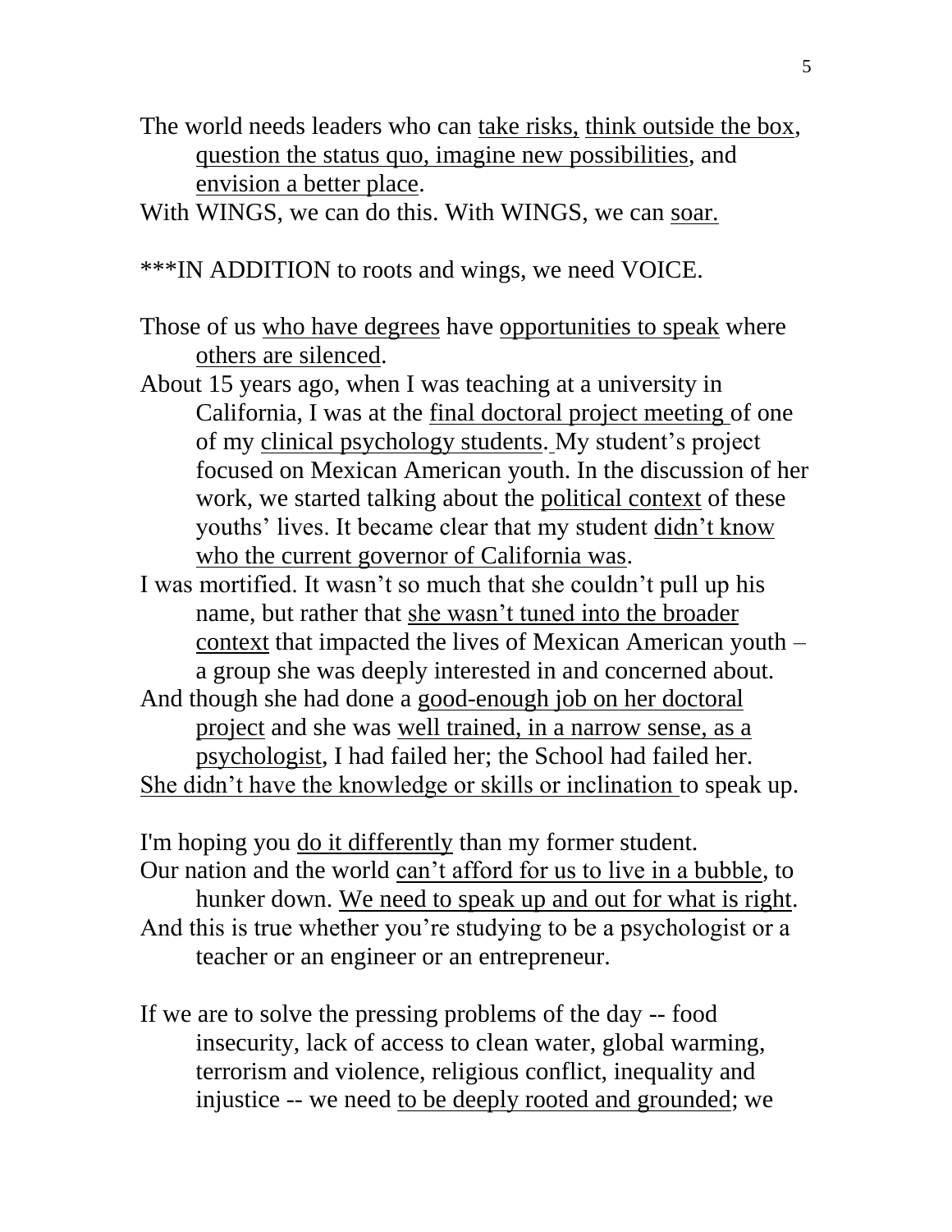The world needs leaders who can <u>take risks,</u> <u>think outside the box</u>, <u>question the status quo, imagine new possibilities</u>, and <u>envision a better place</u>.

With WINGS, we can do this. With WINGS, we can <u>soar.</u>

***IN ADDITION to roots and wings, we need VOICE.

Those of us <u>who have degrees</u> have <u>opportunities to speak</u> where <u>others are silenced</u>.

About 15 years ago, when I was teaching at a university in California, I was at the <u>final doctoral project meeting</u> of one of my <u>clinical psychology students</u>. My student's project focused on Mexican American youth. In the discussion of her work, we started talking about the <u>political context</u> of these youths' lives. It became clear that my student <u>didn't know who the current governor of California was</u>.

I was mortified. It wasn't so much that she couldn't pull up his name, but rather that <u>she wasn't tuned into the broader context</u> that impacted the lives of Mexican American youth – a group she was deeply interested in and concerned about.

And though she had done a <u>good-enough job on her doctoral project</u> and she was <u>well trained, in a narrow sense, as a psychologist</u>, I had failed her; the School had failed her.

<u>She didn't have the knowledge or skills or inclination</u> to speak up.

I'm hoping you <u>do it differently</u> than my former student.

Our nation and the world <u>can't afford for us to live in a bubble</u>, to hunker down. <u>We need to speak up and out for what is right</u>.

And this is true whether you're studying to be a psychologist or a teacher or an engineer or an entrepreneur.

If we are to solve the pressing problems of the day -- food insecurity, lack of access to clean water, global warming, terrorism and violence, religious conflict, inequality and injustice -- we need <u>to be deeply rooted and grounded</u>; we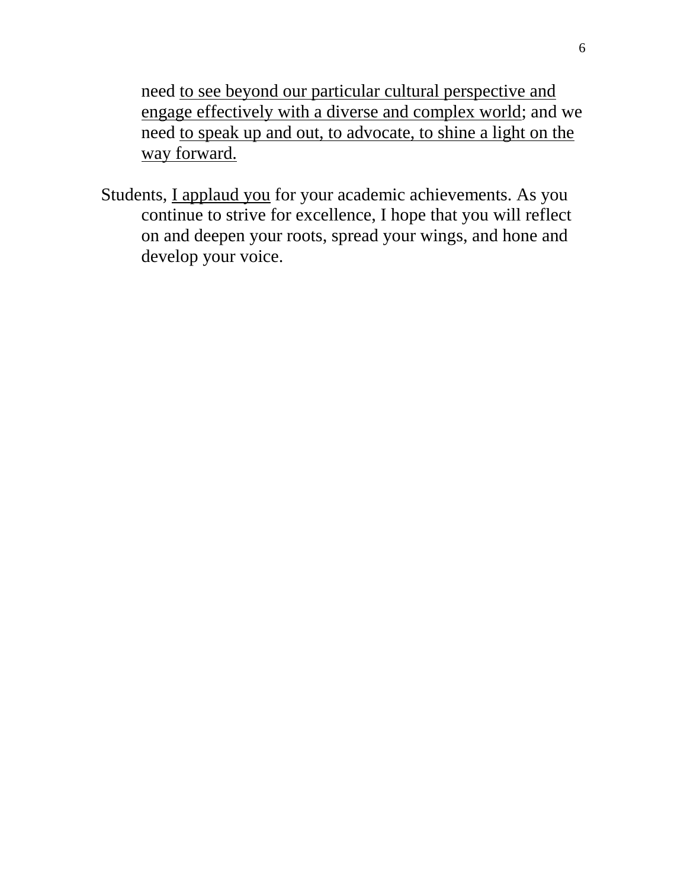need <u>to see beyond our particular cultural perspective and engage effectively with a diverse and complex world</u>; and we need <u>to speak up and out, to advocate, to shine a light on the way forward.</u>

Students, <u>I applaud you</u> for your academic achievements. As you continue to strive for excellence, I hope that you will reflect on and deepen your roots, spread your wings, and hone and develop your voice.